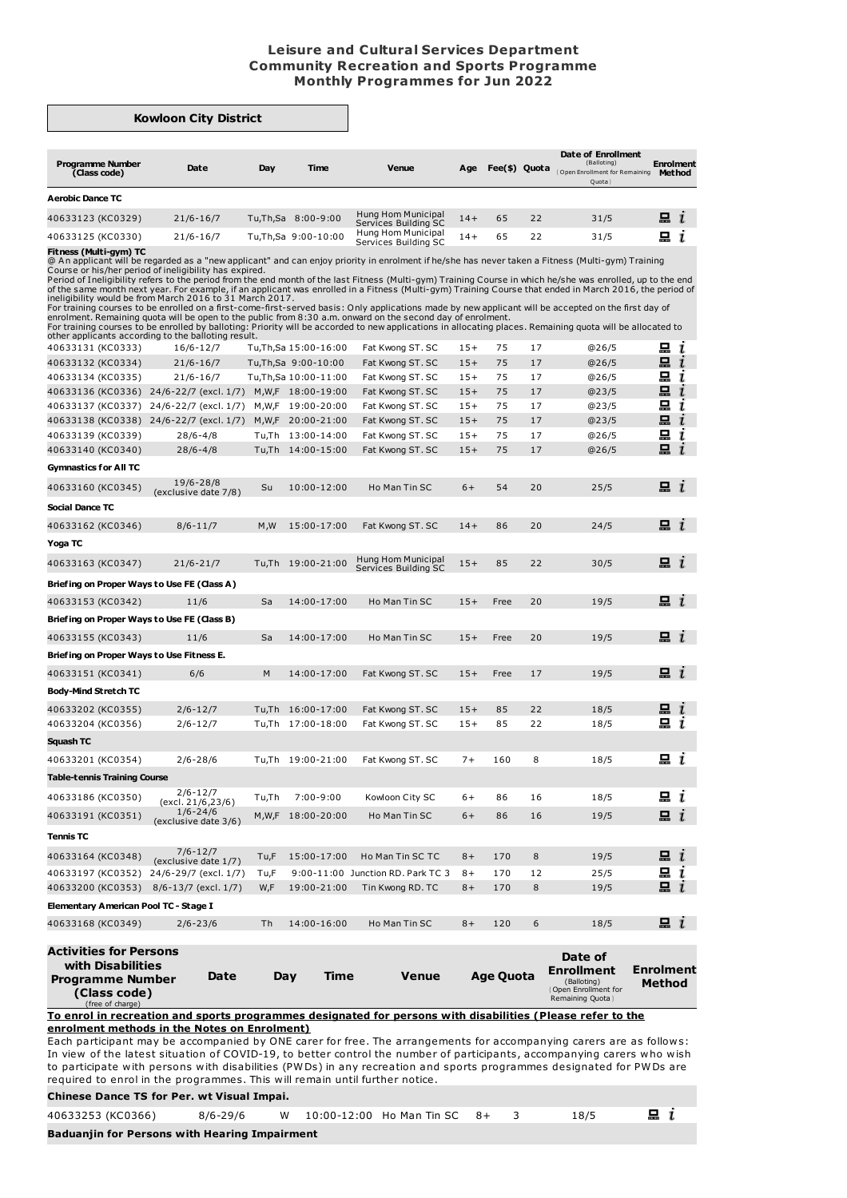# Leisure and Cultural Services Department
## Community Recreation and Sports Programme
## Monthly Programmes for Jun 2022

### Kowloon City District

| Programme Number (Class code) | Date | Day | Time | Venue | Age | Fee($) | Quota | Date of Enrollment (Balloting) (Open Enrollment for Remaining Quota) | Enrolment Method |
|---|---|---|---|---|---|---|---|---|---|
| **Aerobic Dance TC** | | | | | | | | | |
| 40633123 (KC0329) | 21/6-16/7 | Tu,Th,Sa | 8:00-9:00 | Hung Hom Municipal Services Building SC | 14+ | 65 | 22 | 31/5 | |
| 40633125 (KC0330) | 21/6-16/7 | Tu,Th,Sa | 9:00-10:00 | Hung Hom Municipal Services Building SC | 14+ | 65 | 22 | 31/5 | |
| **Fitness (Multi-gym) TC** | | | | | | | | | |
| 40633131 (KC0333) | 16/6-12/7 | Tu,Th,Sa | 15:00-16:00 | Fat Kwong ST. SC | 15+ | 75 | 17 | @26/5 | |
| 40633132 (KC0334) | 21/6-16/7 | Tu,Th,Sa | 9:00-10:00 | Fat Kwong ST. SC | 15+ | 75 | 17 | @26/5 | |
| 40633134 (KC0335) | 21/6-16/7 | Tu,Th,Sa | 10:00-11:00 | Fat Kwong ST. SC | 15+ | 75 | 17 | @26/5 | |
| 40633136 (KC0336) | 24/6-22/7 (excl. 1/7) | M,W,F | 18:00-19:00 | Fat Kwong ST. SC | 15+ | 75 | 17 | @23/5 | |
| 40633137 (KC0337) | 24/6-22/7 (excl. 1/7) | M,W,F | 19:00-20:00 | Fat Kwong ST. SC | 15+ | 75 | 17 | @23/5 | |
| 40633138 (KC0338) | 24/6-22/7 (excl. 1/7) | M,W,F | 20:00-21:00 | Fat Kwong ST. SC | 15+ | 75 | 17 | @23/5 | |
| 40633139 (KC0339) | 28/6-4/8 | Tu,Th | 13:00-14:00 | Fat Kwong ST. SC | 15+ | 75 | 17 | @26/5 | |
| 40633140 (KC0340) | 28/6-4/8 | Tu,Th | 14:00-15:00 | Fat Kwong ST. SC | 15+ | 75 | 17 | @26/5 | |
| **Gymnastics for All TC** | | | | | | | | | |
| 40633160 (KC0345) | 19/6-28/8 (exclusive date 7/8) | Su | 10:00-12:00 | Ho Man Tin SC | 6+ | 54 | 20 | 25/5 | |
| **Social Dance TC** | | | | | | | | | |
| 40633162 (KC0346) | 8/6-11/7 | M,W | 15:00-17:00 | Fat Kwong ST. SC | 14+ | 86 | 20 | 24/5 | |
| **Yoga TC** | | | | | | | | | |
| 40633163 (KC0347) | 21/6-21/7 | Tu,Th | 19:00-21:00 | Hung Hom Municipal Services Building SC | 15+ | 85 | 22 | 30/5 | |
| **Briefing on Proper Ways to Use FE (Class A)** | | | | | | | | | |
| 40633153 (KC0342) | 11/6 | Sa | 14:00-17:00 | Ho Man Tin SC | 15+ | Free | 20 | 19/5 | |
| **Briefing on Proper Ways to Use FE (Class B)** | | | | | | | | | |
| 40633155 (KC0343) | 11/6 | Sa | 14:00-17:00 | Ho Man Tin SC | 15+ | Free | 20 | 19/5 | |
| **Briefing on Proper Ways to Use Fitness E.** | | | | | | | | | |
| 40633151 (KC0341) | 6/6 | M | 14:00-17:00 | Fat Kwong ST. SC | 15+ | Free | 17 | 19/5 | |
| **Body-Mind Stretch TC** | | | | | | | | | |
| 40633202 (KC0355) | 2/6-12/7 | Tu,Th | 16:00-17:00 | Fat Kwong ST. SC | 15+ | 85 | 22 | 18/5 | |
| 40633204 (KC0356) | 2/6-12/7 | Tu,Th | 17:00-18:00 | Fat Kwong ST. SC | 15+ | 85 | 22 | 18/5 | |
| **Squash TC** | | | | | | | | | |
| 40633201 (KC0354) | 2/6-28/6 | Tu,Th | 19:00-21:00 | Fat Kwong ST. SC | 7+ | 160 | 8 | 18/5 | |
| **Table-tennis Training Course** | | | | | | | | | |
| 40633186 (KC0350) | 2/6-12/7 (excl. 21/6,23/6) | Tu,Th | 7:00-9:00 | Kowloon City SC | 6+ | 86 | 16 | 18/5 | |
| 40633191 (KC0351) | 1/6-24/6 (exclusive date 3/6) | M,W,F | 18:00-20:00 | Ho Man Tin SC | 6+ | 86 | 16 | 19/5 | |
| **Tennis TC** | | | | | | | | | |
| 40633164 (KC0348) | 7/6-12/7 (exclusive date 1/7) | Tu,F | 15:00-17:00 | Ho Man Tin SC TC | 8+ | 170 | 8 | 19/5 | |
| 40633197 (KC0352) | 24/6-29/7 (excl. 1/7) | Tu,F | 9:00-11:00 | Junction RD. Park TC 3 | 8+ | 170 | 12 | 25/5 | |
| 40633200 (KC0353) | 8/6-13/7 (excl. 1/7) | W,F | 19:00-21:00 | Tin Kwong RD. TC | 8+ | 170 | 8 | 19/5 | |
| **Elementary American Pool TC - Stage I** | | | | | | | | | |
| 40633168 (KC0349) | 2/6-23/6 | Th | 14:00-16:00 | Ho Man Tin SC | 8+ | 120 | 6 | 18/5 | |

**Fitness (Multi-gym) TC notes:**

@ An applicant will be regarded as a "new applicant" and can enjoy priority in enrolment if he/she has never taken a Fitness (Multi-gym) Training Course or his/her period of ineligibility has expired.

Period of Ineligibility refers to the period from the end month of the last Fitness (Multi-gym) Training Course in which he/she was enrolled, up to the end of the same month next year. For example, if an applicant was enrolled in a Fitness (Multi-gym) Training Course that ended in March 2016, the period of ineligibility would be from March 2016 to 31 March 2017.

For training courses to be enrolled on a first-come-first-served basis: Only applications made by new applicant will be accepted on the first day of enrolment. Remaining quota will be open to the public from 8:30 a.m. onward on the second day of enrolment.

For training courses to be enrolled by balloting: Priority will be accorded to new applications in allocating places. Remaining quota will be allocated to other applicants according to the balloting result.

| Activities for Persons with Disabilities Programme Number (Class code) (free of charge) | Date | Day | Time | Venue | Age | Quota | Date of Enrollment (Balloting) (Open Enrollment for Remaining Quota) | Enrolment Method |
|---|---|---|---|---|---|---|---|---|
| **Chinese Dance TS for Per. wt Visual Impai.** | | | | | | | | |
| 40633253 (KC0366) | 8/6-29/6 | W | 10:00-12:00 | Ho Man Tin SC | 8+ | 3 | 18/5 | |
| **Baduanjin for Persons with Hearing Impairment** | | | | | | | | |

**To enrol in recreation and sports programmes designated for persons with disabilities (Please refer to the enrolment methods in the Notes on Enrolment)**

Each participant may be accompanied by ONE carer for free. The arrangements for accompanying carers are as follows: In view of the latest situation of COVID-19, to better control the number of participants, accompanying carers who wish to participate with persons with disabilities (PWDs) in any recreation and sports programmes designated for PWDs are required to enrol in the programmes. This will remain until further notice.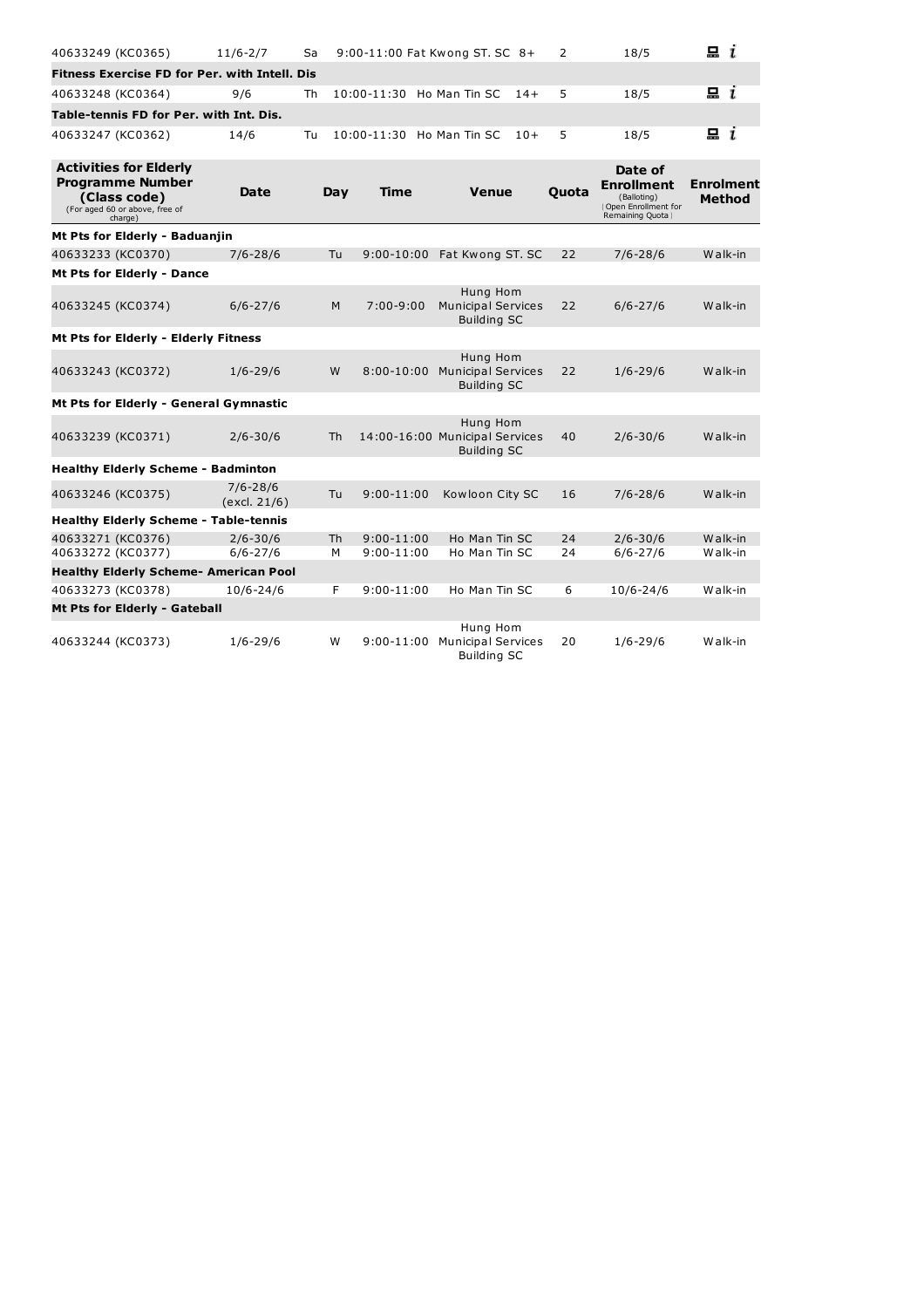| | | | | | | | | |
|---|---|---|---|---|---|---|---|---|
| 40633249 (KC0365) | 11/6-2/7 | Sa | 9:00-11:00 | Fat Kwong ST. SC | 8+ | 2 | 18/5 | 💻 i |
| **Fitness Exercise FD for Per. with Intell. Dis** | | | | | | | | |
| 40633248 (KC0364) | 9/6 | Th | 10:00-11:30 | Ho Man Tin SC | 14+ | 5 | 18/5 | 💻 i |
| **Table-tennis FD for Per. with Int. Dis.** | | | | | | | | |
| 40633247 (KC0362) | 14/6 | Tu | 10:00-11:30 | Ho Man Tin SC | 10+ | 5 | 18/5 | 💻 i |

| Activities for Elderly Programme Number (Class code) (For aged 60 or above, free of charge) | Date | Day | Time | Venue | Quota | Date of Enrollment (Balloting) [Open Enrollment for Remaining Quota] | Enrolment Method |
|---|---|---|---|---|---|---|---|
| **Mt Pts for Elderly - Baduanjin** | | | | | | | |
| 40633233 (KC0370) | 7/6-28/6 | Tu | 9:00-10:00 | Fat Kwong ST. SC | 22 | 7/6-28/6 | Walk-in |
| **Mt Pts for Elderly - Dance** | | | | | | | |
| 40633245 (KC0374) | 6/6-27/6 | M | 7:00-9:00 | Hung Hom Municipal Services Building SC | 22 | 6/6-27/6 | Walk-in |
| **Mt Pts for Elderly - Elderly Fitness** | | | | | | | |
| 40633243 (KC0372) | 1/6-29/6 | W | 8:00-10:00 | Hung Hom Municipal Services Building SC | 22 | 1/6-29/6 | Walk-in |
| **Mt Pts for Elderly - General Gymnastic** | | | | | | | |
| 40633239 (KC0371) | 2/6-30/6 | Th | 14:00-16:00 | Hung Hom Municipal Services Building SC | 40 | 2/6-30/6 | Walk-in |
| **Healthy Elderly Scheme - Badminton** | | | | | | | |
| 40633246 (KC0375) | 7/6-28/6 (excl. 21/6) | Tu | 9:00-11:00 | Kowloon City SC | 16 | 7/6-28/6 | Walk-in |
| **Healthy Elderly Scheme - Table-tennis** | | | | | | | |
| 40633271 (KC0376) | 2/6-30/6 | Th | 9:00-11:00 | Ho Man Tin SC | 24 | 2/6-30/6 | Walk-in |
| 40633272 (KC0377) | 6/6-27/6 | M | 9:00-11:00 | Ho Man Tin SC | 24 | 6/6-27/6 | Walk-in |
| **Healthy Elderly Scheme- American Pool** | | | | | | | |
| 40633273 (KC0378) | 10/6-24/6 | F | 9:00-11:00 | Ho Man Tin SC | 6 | 10/6-24/6 | Walk-in |
| **Mt Pts for Elderly - Gateball** | | | | | | | |
| 40633244 (KC0373) | 1/6-29/6 | W | 9:00-11:00 | Hung Hom Municipal Services Building SC | 20 | 1/6-29/6 | Walk-in |